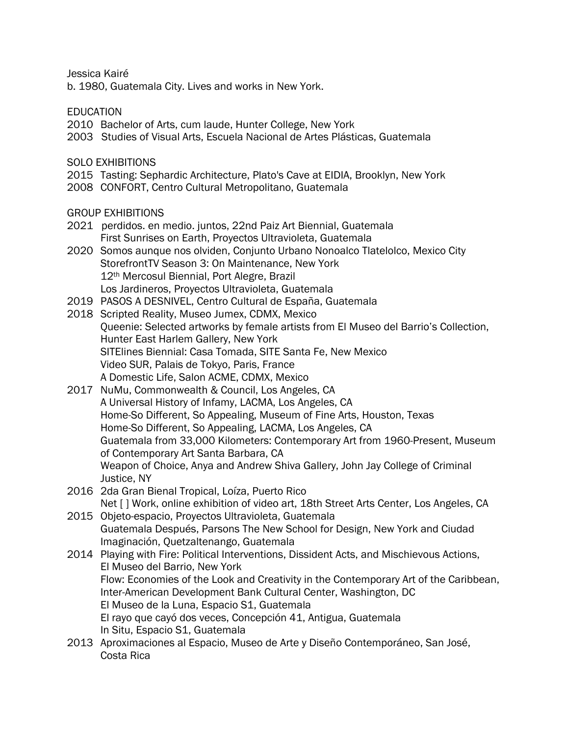Jessica Kairé
b. 1980, Guatemala City. Lives and works in New York.

## EDUCATION

2010 Bachelor of Arts, cum laude, Hunter College, New York
2003 Studies of Visual Arts, Escuela Nacional de Artes Plásticas, Guatemala

## SOLO EXHIBITIONS

2015 Tasting: Sephardic Architecture, Plato's Cave at EIDIA, Brooklyn, New York
2008 CONFORT, Centro Cultural Metropolitano, Guatemala

## GROUP EXHIBITIONS

2021 perdidos. en medio. juntos, 22nd Paiz Art Biennial, Guatemala
First Sunrises on Earth, Proyectos Ultravioleta, Guatemala

2020 Somos aunque nos olviden, Conjunto Urbano Nonoalco Tlatelolco, Mexico City
StorefrontTV Season 3: On Maintenance, New York
12th Mercosul Biennial, Port Alegre, Brazil
Los Jardineros, Proyectos Ultravioleta, Guatemala

2019 PASOS A DESNIVEL, Centro Cultural de España, Guatemala

2018 Scripted Reality, Museo Jumex, CDMX, Mexico
Queenie: Selected artworks by female artists from El Museo del Barrio's Collection, Hunter East Harlem Gallery, New York
SITElines Biennial: Casa Tomada, SITE Santa Fe, New Mexico
Video SUR, Palais de Tokyo, Paris, France
A Domestic Life, Salon ACME, CDMX, Mexico

2017 NuMu, Commonwealth & Council, Los Angeles, CA
A Universal History of Infamy, LACMA, Los Angeles, CA
Home-So Different, So Appealing, Museum of Fine Arts, Houston, Texas
Home-So Different, So Appealing, LACMA, Los Angeles, CA
Guatemala from 33,000 Kilometers: Contemporary Art from 1960-Present, Museum of Contemporary Art Santa Barbara, CA
Weapon of Choice, Anya and Andrew Shiva Gallery, John Jay College of Criminal Justice, NY

2016 2da Gran Bienal Tropical, Loíza, Puerto Rico
Net [ ] Work, online exhibition of video art, 18th Street Arts Center, Los Angeles, CA

2015 Objeto-espacio, Proyectos Ultravioleta, Guatemala
Guatemala Después, Parsons The New School for Design, New York and Ciudad Imaginación, Quetzaltenango, Guatemala

2014 Playing with Fire: Political Interventions, Dissident Acts, and Mischievous Actions, El Museo del Barrio, New York
Flow: Economies of the Look and Creativity in the Contemporary Art of the Caribbean, Inter-American Development Bank Cultural Center, Washington, DC
El Museo de la Luna, Espacio S1, Guatemala
El rayo que cayó dos veces, Concepción 41, Antigua, Guatemala
In Situ, Espacio S1, Guatemala

2013 Aproximaciones al Espacio, Museo de Arte y Diseño Contemporáneo, San José, Costa Rica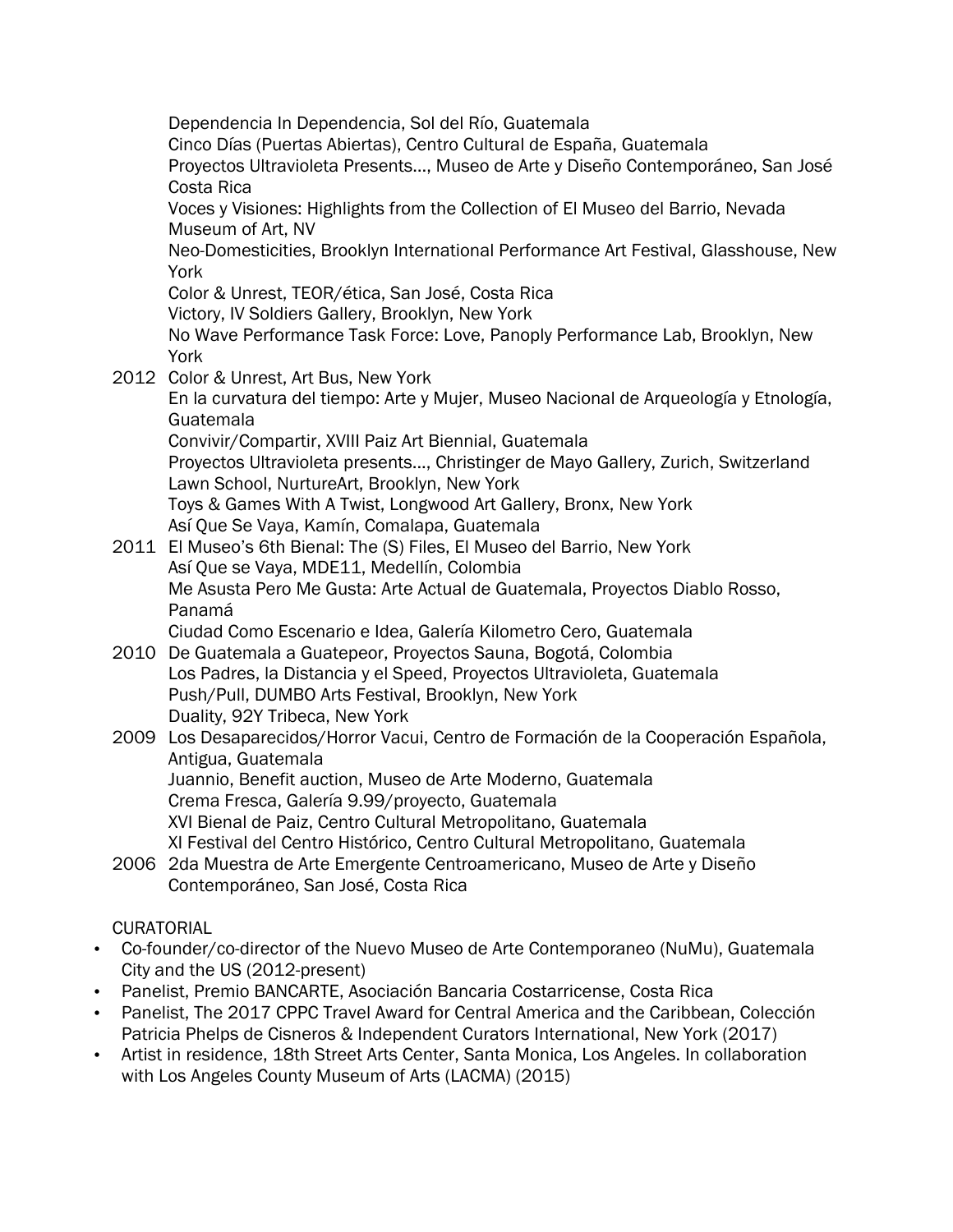Dependencia In Dependencia, Sol del Río, Guatemala
Cinco Días (Puertas Abiertas), Centro Cultural de España, Guatemala
Proyectos Ultravioleta Presents…, Museo de Arte y Diseño Contemporáneo, San José Costa Rica
Voces y Visiones: Highlights from the Collection of El Museo del Barrio, Nevada Museum of Art, NV
Neo-Domesticities, Brooklyn International Performance Art Festival, Glasshouse, New York
Color & Unrest, TEOR/ética, San José, Costa Rica
Victory, IV Soldiers Gallery, Brooklyn, New York
No Wave Performance Task Force: Love, Panoply Performance Lab, Brooklyn, New York

2012 Color & Unrest, Art Bus, New York
En la curvatura del tiempo: Arte y Mujer, Museo Nacional de Arqueología y Etnología, Guatemala
Convivir/Compartir, XVIII Paiz Art Biennial, Guatemala
Proyectos Ultravioleta presents…, Christinger de Mayo Gallery, Zurich, Switzerland
Lawn School, NurtureArt, Brooklyn, New York
Toys & Games With A Twist, Longwood Art Gallery, Bronx, New York
Así Que Se Vaya, Kamín, Comalapa, Guatemala

2011 El Museo's 6th Bienal: The (S) Files, El Museo del Barrio, New York
Así Que se Vaya, MDE11, Medellín, Colombia
Me Asusta Pero Me Gusta: Arte Actual de Guatemala, Proyectos Diablo Rosso, Panamá
Ciudad Como Escenario e Idea, Galería Kilometro Cero, Guatemala

2010 De Guatemala a Guatepeor, Proyectos Sauna, Bogotá, Colombia
Los Padres, la Distancia y el Speed, Proyectos Ultravioleta, Guatemala
Push/Pull, DUMBO Arts Festival, Brooklyn, New York
Duality, 92Y Tribeca, New York

2009 Los Desaparecidos/Horror Vacui, Centro de Formación de la Cooperación Española, Antigua, Guatemala
Juannio, Benefit auction, Museo de Arte Moderno, Guatemala
Crema Fresca, Galería 9.99/proyecto, Guatemala
XVI Bienal de Paiz, Centro Cultural Metropolitano, Guatemala
XI Festival del Centro Histórico, Centro Cultural Metropolitano, Guatemala

2006 2da Muestra de Arte Emergente Centroamericano, Museo de Arte y Diseño Contemporáneo, San José, Costa Rica

CURATORIAL

- Co-founder/co-director of the Nuevo Museo de Arte Contemporaneo (NuMu), Guatemala City and the US (2012-present)
- Panelist, Premio BANCARTE, Asociación Bancaria Costarricense, Costa Rica
- Panelist, The 2017 CPPC Travel Award for Central America and the Caribbean, Colección Patricia Phelps de Cisneros & Independent Curators International, New York (2017)
- Artist in residence, 18th Street Arts Center, Santa Monica, Los Angeles. In collaboration with Los Angeles County Museum of Arts (LACMA) (2015)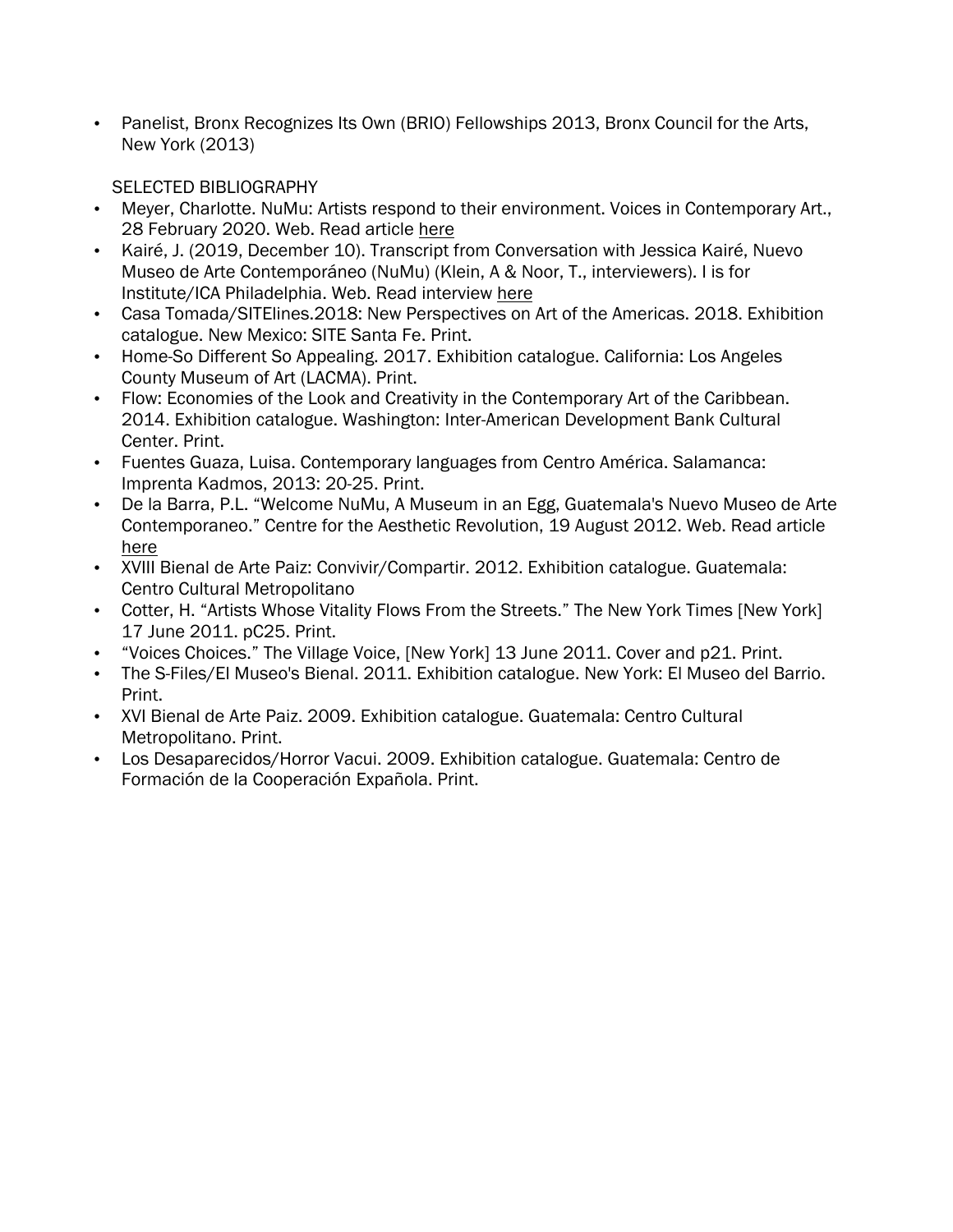- Panelist, Bronx Recognizes Its Own (BRIO) Fellowships 2013, Bronx Council for the Arts, New York (2013)

## SELECTED BIBLIOGRAPHY

- Meyer, Charlotte. NuMu: Artists respond to their environment. Voices in Contemporary Art., 28 February 2020. Web. Read article here
- Kairé, J. (2019, December 10). Transcript from Conversation with Jessica Kairé, Nuevo Museo de Arte Contemporáneo (NuMu) (Klein, A & Noor, T., interviewers). I is for Institute/ICA Philadelphia. Web. Read interview here
- Casa Tomada/SITElines.2018: New Perspectives on Art of the Americas. 2018. Exhibition catalogue. New Mexico: SITE Santa Fe. Print.
- Home-So Different So Appealing. 2017. Exhibition catalogue. California: Los Angeles County Museum of Art (LACMA). Print.
- Flow: Economies of the Look and Creativity in the Contemporary Art of the Caribbean. 2014. Exhibition catalogue. Washington: Inter-American Development Bank Cultural Center. Print.
- Fuentes Guaza, Luisa. Contemporary languages from Centro América. Salamanca: Imprenta Kadmos, 2013: 20-25. Print.
- De la Barra, P.L. “Welcome NuMu, A Museum in an Egg, Guatemala's Nuevo Museo de Arte Contemporaneo.” Centre for the Aesthetic Revolution, 19 August 2012. Web. Read article here
- XVIII Bienal de Arte Paiz: Convivir/Compartir. 2012. Exhibition catalogue. Guatemala: Centro Cultural Metropolitano
- Cotter, H. “Artists Whose Vitality Flows From the Streets.” The New York Times [New York] 17 June 2011. pC25. Print.
- “Voices Choices.” The Village Voice, [New York] 13 June 2011. Cover and p21. Print.
- The S-Files/El Museo's Bienal. 2011. Exhibition catalogue. New York: El Museo del Barrio. Print.
- XVI Bienal de Arte Paiz. 2009. Exhibition catalogue. Guatemala: Centro Cultural Metropolitano. Print.
- Los Desaparecidos/Horror Vacui. 2009. Exhibition catalogue. Guatemala: Centro de Formación de la Cooperación Española. Print.